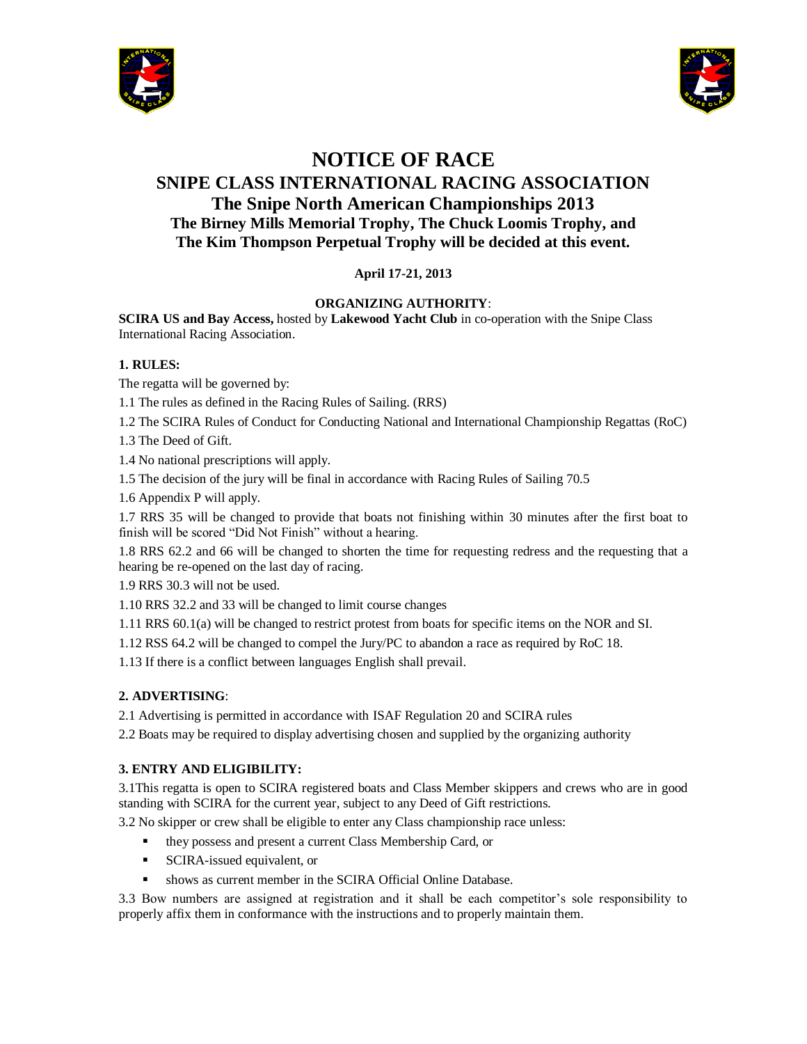# NOTICE OF RACE

## SNIPE CLASS INTERNATIONAL RACING ASSOCIATION

## The Snipe North American Championships 2013

### The Birney Mills Memorial Trophy, The Chuck Loomis Trophy, and The Kim Thompson Perpetual Trophy will be decided at this event.

**April 17-21, 2013**

**ORGANIZING AUTHORITY**:

**SCIRA US and Bay Access,** hosted by **Lakewood Yacht Club** in co-operation with the Snipe Class International Racing Association.

**1. RULES:**

The regatta will be governed by:

1.1 The rules as defined in the Racing Rules of Sailing. (RRS)

1.2 The SCIRA Rules of Conduct for Conducting National and International Championship Regattas (RoC)

1.3 The Deed of Gift.

1.4 No national prescriptions will apply.

1.5 The decision of the jury will be final in accordance with Racing Rules of Sailing 70.5

1.6 Appendix P will apply.

1.7 RRS 35 will be changed to provide that boats not finishing within 30 minutes after the first boat to finish will be scored "Did Not Finish" without a hearing.

1.8 RRS 62.2 and 66 will be changed to shorten the time for requesting redress and the requesting that a hearing be re-opened on the last day of racing.

1.9 RRS 30.3 will not be used.

1.10 RRS 32.2 and 33 will be changed to limit course changes

1.11 RRS 60.1(a) will be changed to restrict protest from boats for specific items on the NOR and SI.

1.12 RSS 64.2 will be changed to compel the Jury/PC to abandon a race as required by RoC 18.

1.13 If there is a conflict between languages English shall prevail.

**2. ADVERTISING**:

2.1 Advertising is permitted in accordance with ISAF Regulation 20 and SCIRA rules

2.2 Boats may be required to display advertising chosen and supplied by the organizing authority

**3. ENTRY AND ELIGIBILITY:**

3.1This regatta is open to SCIRA registered boats and Class Member skippers and crews who are in good standing with SCIRA for the current year, subject to any Deed of Gift restrictions.

3.2 No skipper or crew shall be eligible to enter any Class championship race unless:

- they possess and present a current Class Membership Card, or
- SCIRA-issued equivalent, or
- shows as current member in the SCIRA Official Online Database.

3.3 Bow numbers are assigned at registration and it shall be each competitor's sole responsibility to properly affix them in conformance with the instructions and to properly maintain them.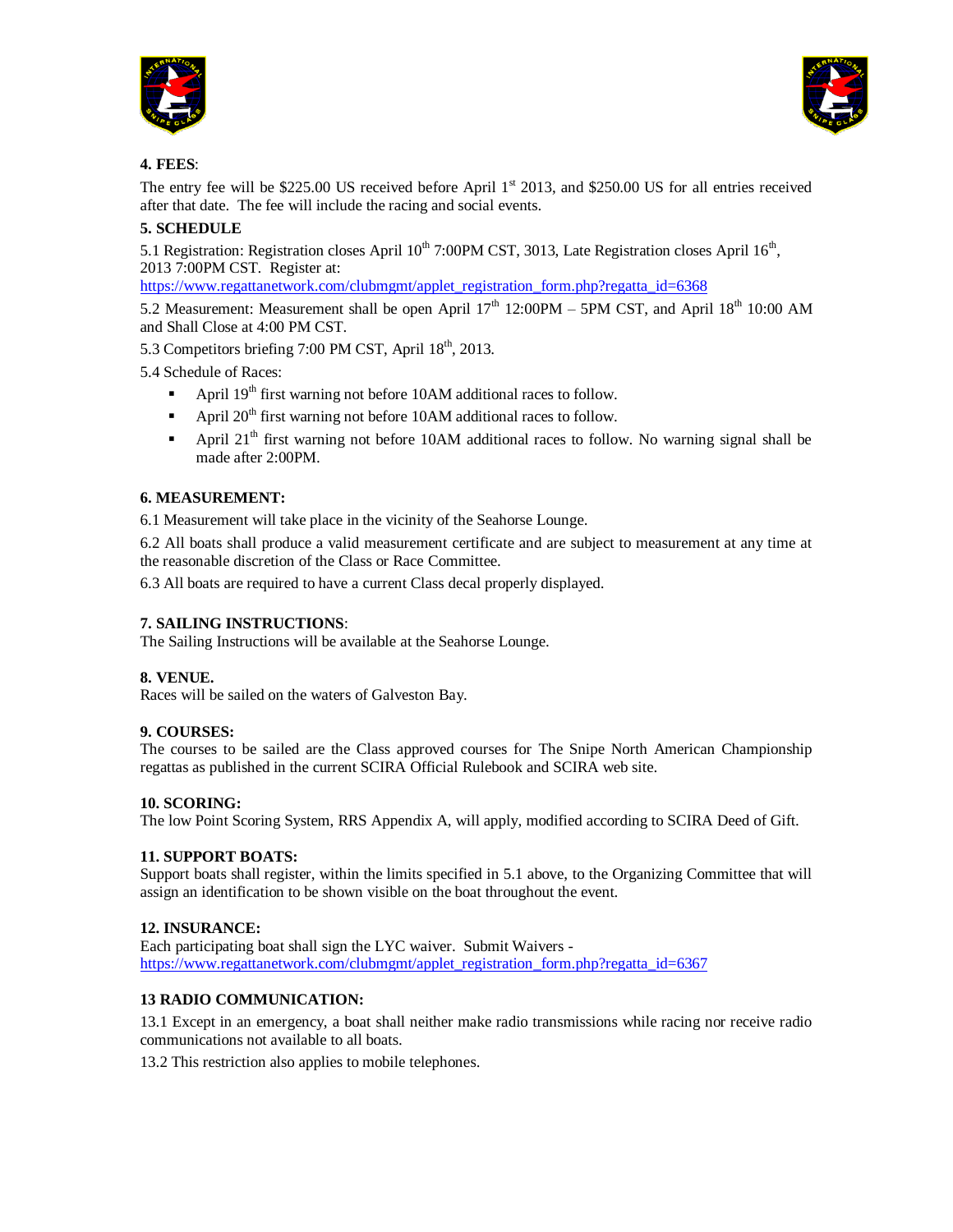**4. FEES**:

The entry fee will be $225.00 US received before April 1st 2013, and $250.00 US for all entries received after that date. The fee will include the racing and social events.

**5. SCHEDULE**

5.1 Registration: Registration closes April 10th 7:00PM CST, 3013, Late Registration closes April 16th, 2013 7:00PM CST. Register at: https://www.regattanetwork.com/clubmgmt/applet_registration_form.php?regatta_id=6368

5.2 Measurement: Measurement shall be open April 17th 12:00PM – 5PM CST, and April 18th 10:00 AM and Shall Close at 4:00 PM CST.

5.3 Competitors briefing 7:00 PM CST, April 18th, 2013.

5.4 Schedule of Races:

- April 19th first warning not before 10AM additional races to follow.
- April 20th first warning not before 10AM additional races to follow.
- April 21th first warning not before 10AM additional races to follow. No warning signal shall be made after 2:00PM.

**6. MEASUREMENT:**

6.1 Measurement will take place in the vicinity of the Seahorse Lounge.

6.2 All boats shall produce a valid measurement certificate and are subject to measurement at any time at the reasonable discretion of the Class or Race Committee.

6.3 All boats are required to have a current Class decal properly displayed.

**7. SAILING INSTRUCTIONS**:

The Sailing Instructions will be available at the Seahorse Lounge.

**8. VENUE.**

Races will be sailed on the waters of Galveston Bay.

**9. COURSES:**

The courses to be sailed are the Class approved courses for The Snipe North American Championship regattas as published in the current SCIRA Official Rulebook and SCIRA web site.

**10. SCORING:**

The low Point Scoring System, RRS Appendix A, will apply, modified according to SCIRA Deed of Gift.

**11. SUPPORT BOATS:**

Support boats shall register, within the limits specified in 5.1 above, to the Organizing Committee that will assign an identification to be shown visible on the boat throughout the event.

**12. INSURANCE:**

Each participating boat shall sign the LYC waiver. Submit Waivers - https://www.regattanetwork.com/clubmgmt/applet_registration_form.php?regatta_id=6367

**13 RADIO COMMUNICATION:**

13.1 Except in an emergency, a boat shall neither make radio transmissions while racing nor receive radio communications not available to all boats.

13.2 This restriction also applies to mobile telephones.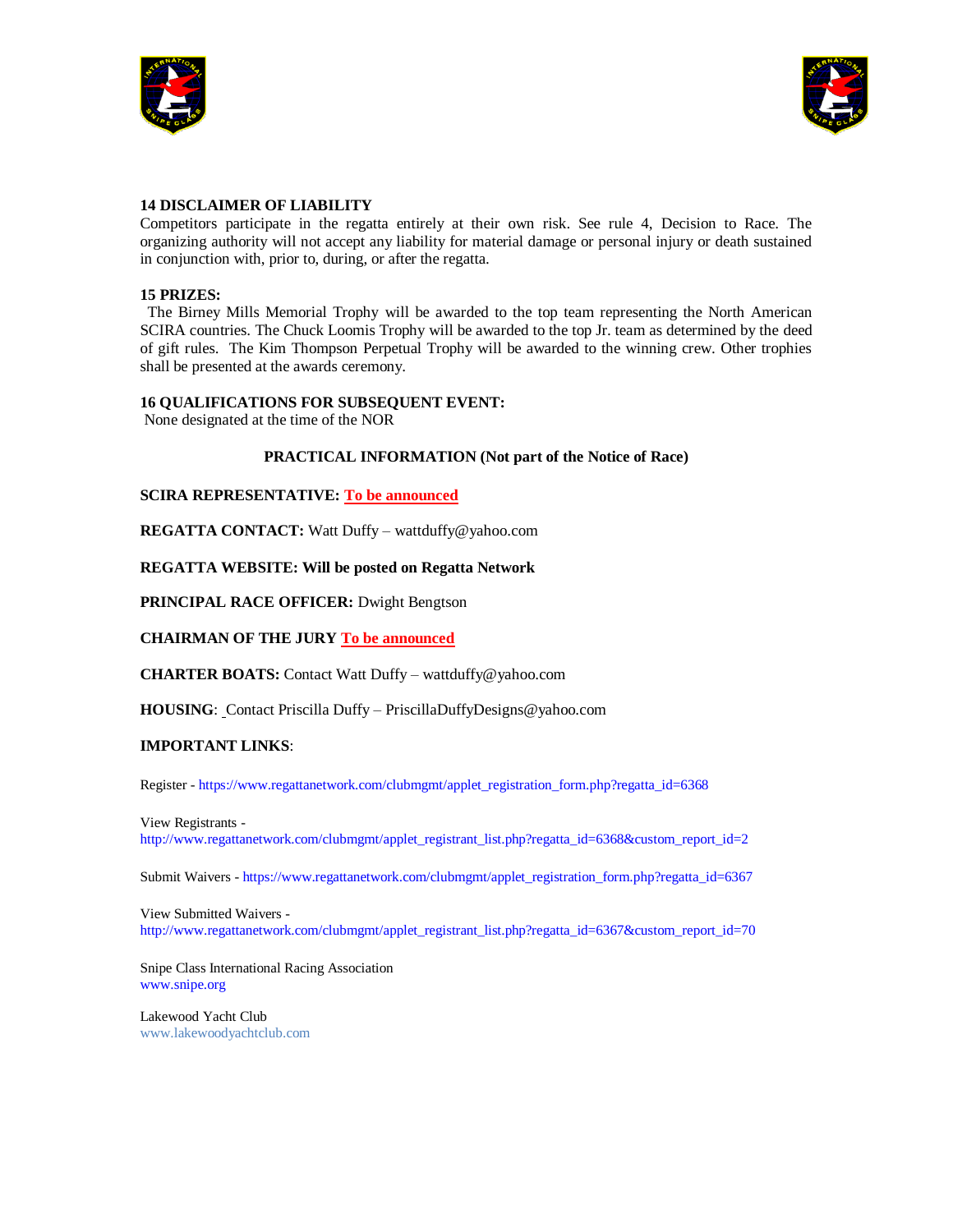**14 DISCLAIMER OF LIABILITY**

Competitors participate in the regatta entirely at their own risk. See rule 4, Decision to Race. The organizing authority will not accept any liability for material damage or personal injury or death sustained in conjunction with, prior to, during, or after the regatta.

**15 PRIZES:**

The Birney Mills Memorial Trophy will be awarded to the top team representing the North American SCIRA countries. The Chuck Loomis Trophy will be awarded to the top Jr. team as determined by the deed of gift rules. The Kim Thompson Perpetual Trophy will be awarded to the winning crew. Other trophies shall be presented at the awards ceremony.

**16 QUALIFICATIONS FOR SUBSEQUENT EVENT:**

None designated at the time of the NOR

**PRACTICAL INFORMATION (Not part of the Notice of Race)**

**SCIRA REPRESENTATIVE:** **To be announced**

**REGATTA CONTACT:** Watt Duffy – wattduffy@yahoo.com

**REGATTA WEBSITE: Will be posted on Regatta Network**

**PRINCIPAL RACE OFFICER:** Dwight Bengtson

**CHAIRMAN OF THE JURY** **To be announced**

**CHARTER BOATS:** Contact Watt Duffy – wattduffy@yahoo.com

**HOUSING**: Contact Priscilla Duffy – PriscillaDuffyDesigns@yahoo.com

**IMPORTANT LINKS**:

Register - https://www.regattanetwork.com/clubmgmt/applet_registration_form.php?regatta_id=6368

View Registrants -
http://www.regattanetwork.com/clubmgmt/applet_registrant_list.php?regatta_id=6368&custom_report_id=2

Submit Waivers - https://www.regattanetwork.com/clubmgmt/applet_registration_form.php?regatta_id=6367

View Submitted Waivers -
http://www.regattanetwork.com/clubmgmt/applet_registrant_list.php?regatta_id=6367&custom_report_id=70

Snipe Class International Racing Association
www.snipe.org

Lakewood Yacht Club
www.lakewoodyachtclub.com